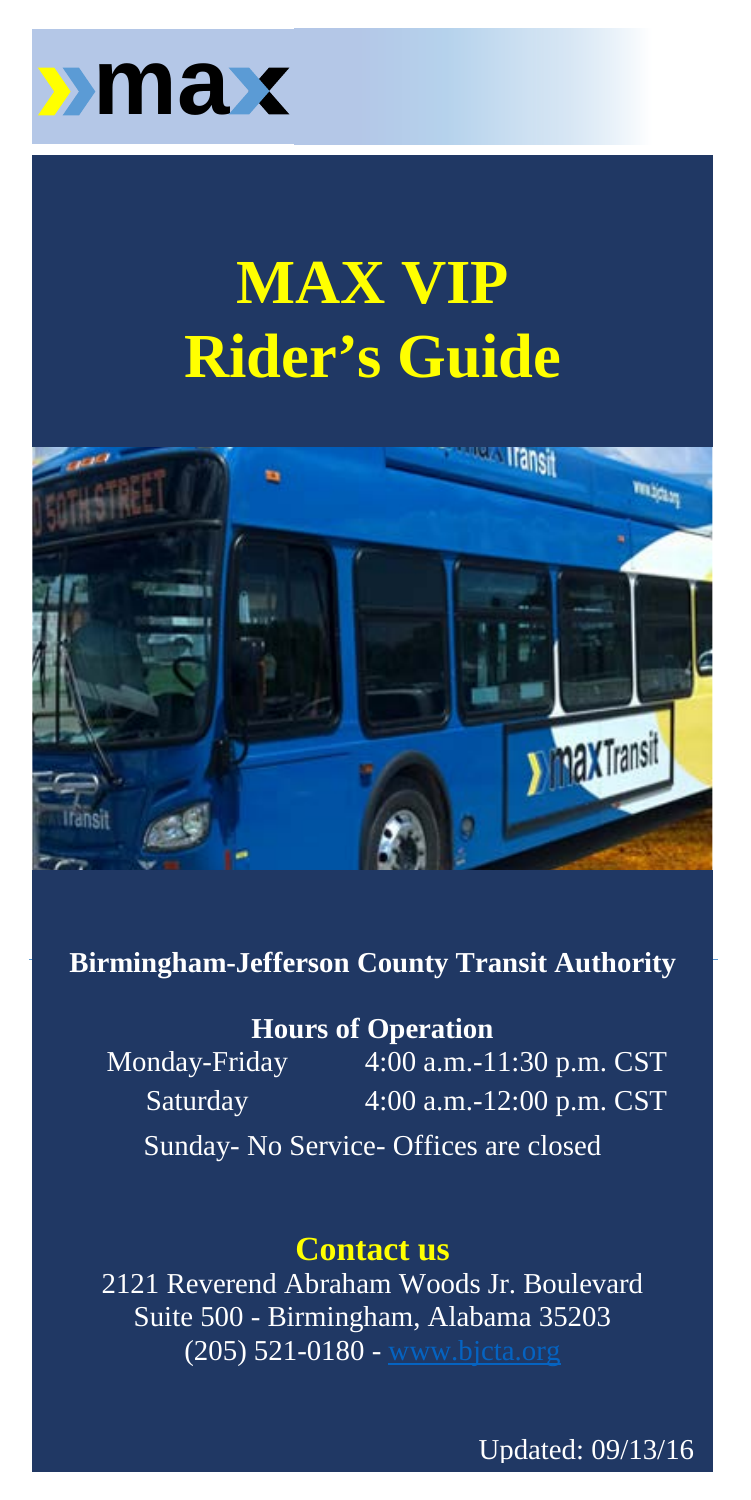max

# MAX VIP Rider's Guide

**Birmingham-Jefferson County Transit Authority**

**Hours of Operation**

| | |
|---|---|
| Monday-Friday | 4:00 a.m.-11:30 p.m. CST |
| Saturday | 4:00 a.m.-12:00 p.m. CST |

Sunday- No Service- Offices are closed

## Contact us

2121 Reverend Abraham Woods Jr. Boulevard
Suite 500 - Birmingham, Alabama 35203
(205) 521-0180 - www.bjcta.org

Updated: 09/13/16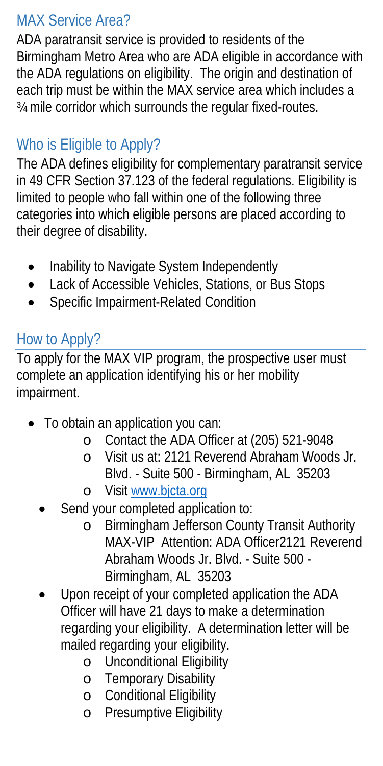## MAX Service Area?

ADA paratransit service is provided to residents of the Birmingham Metro Area who are ADA eligible in accordance with the ADA regulations on eligibility. The origin and destination of each trip must be within the MAX service area which includes a ¾ mile corridor which surrounds the regular fixed-routes.

## Who is Eligible to Apply?

The ADA defines eligibility for complementary paratransit service in 49 CFR Section 37.123 of the federal regulations. Eligibility is limited to people who fall within one of the following three categories into which eligible persons are placed according to their degree of disability.

- Inability to Navigate System Independently
- Lack of Accessible Vehicles, Stations, or Bus Stops
- Specific Impairment-Related Condition

## How to Apply?

To apply for the MAX VIP program, the prospective user must complete an application identifying his or her mobility impairment.

- To obtain an application you can:
  - Contact the ADA Officer at (205) 521-9048
  - Visit us at: 2121 Reverend Abraham Woods Jr. Blvd. - Suite 500 - Birmingham, AL 35203
  - Visit [www.bjcta.org](http://www.bjcta.org)
- Send your completed application to:
  - Birmingham Jefferson County Transit Authority MAX-VIP Attention: ADA Officer2121 Reverend Abraham Woods Jr. Blvd. - Suite 500 - Birmingham, AL 35203
- Upon receipt of your completed application the ADA Officer will have 21 days to make a determination regarding your eligibility. A determination letter will be mailed regarding your eligibility.
  - Unconditional Eligibility
  - Temporary Disability
  - Conditional Eligibility
  - Presumptive Eligibility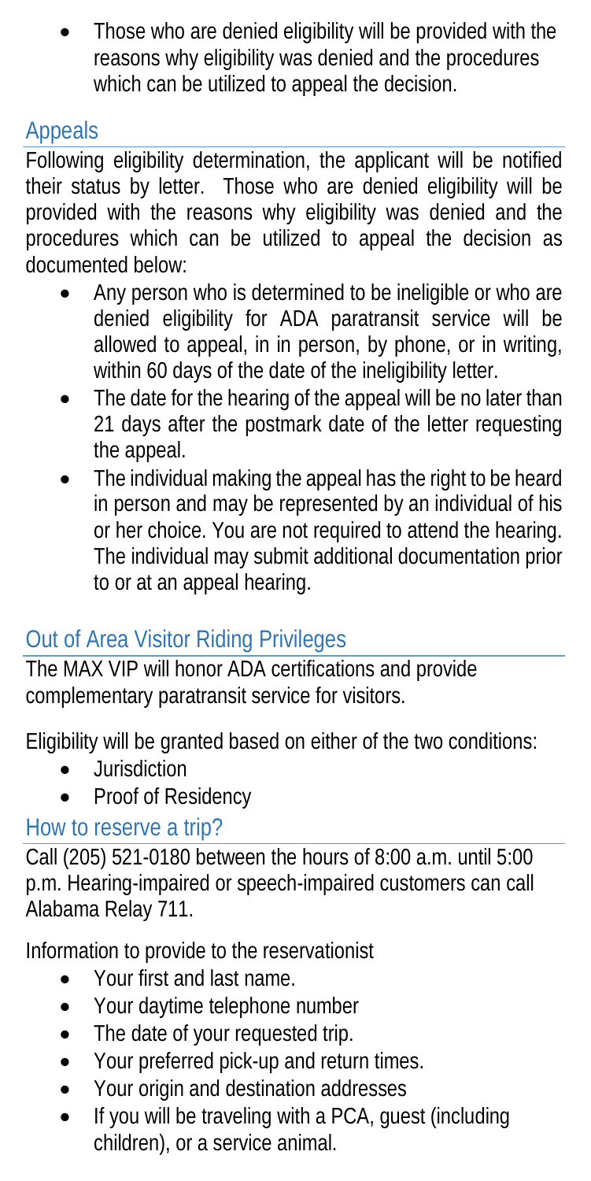- Those who are denied eligibility will be provided with the reasons why eligibility was denied and the procedures which can be utilized to appeal the decision.

## Appeals

Following eligibility determination, the applicant will be notified their status by letter. Those who are denied eligibility will be provided with the reasons why eligibility was denied and the procedures which can be utilized to appeal the decision as documented below:

- Any person who is determined to be ineligible or who are denied eligibility for ADA paratransit service will be allowed to appeal, in in person, by phone, or in writing, within 60 days of the date of the ineligibility letter.
- The date for the hearing of the appeal will be no later than 21 days after the postmark date of the letter requesting the appeal.
- The individual making the appeal has the right to be heard in person and may be represented by an individual of his or her choice. You are not required to attend the hearing. The individual may submit additional documentation prior to or at an appeal hearing.

## Out of Area Visitor Riding Privileges

The MAX VIP will honor ADA certifications and provide complementary paratransit service for visitors.

Eligibility will be granted based on either of the two conditions:

- Jurisdiction
- Proof of Residency

## How to reserve a trip?

Call (205) 521-0180 between the hours of 8:00 a.m. until 5:00 p.m. Hearing-impaired or speech-impaired customers can call Alabama Relay 711.

Information to provide to the reservationist

- Your first and last name.
- Your daytime telephone number
- The date of your requested trip.
- Your preferred pick-up and return times.
- Your origin and destination addresses
- If you will be traveling with a PCA, guest (including children), or a service animal.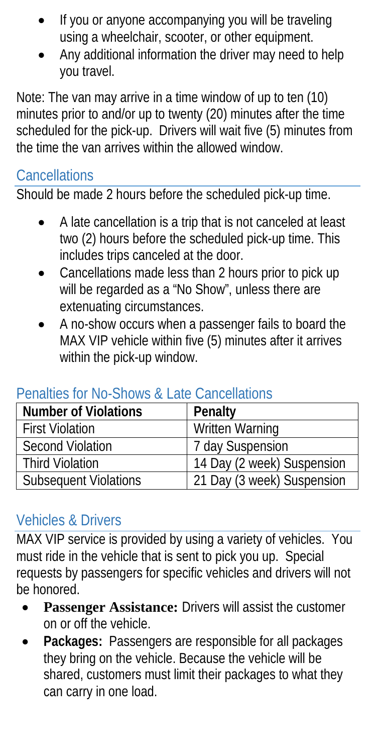- If you or anyone accompanying you will be traveling using a wheelchair, scooter, or other equipment.
- Any additional information the driver may need to help you travel.

Note: The van may arrive in a time window of up to ten (10) minutes prior to and/or up to twenty (20) minutes after the time scheduled for the pick-up. Drivers will wait five (5) minutes from the time the van arrives within the allowed window.

## Cancellations

Should be made 2 hours before the scheduled pick-up time.

- A late cancellation is a trip that is not canceled at least two (2) hours before the scheduled pick-up time. This includes trips canceled at the door.
- Cancellations made less than 2 hours prior to pick up will be regarded as a "No Show", unless there are extenuating circumstances.
- A no-show occurs when a passenger fails to board the MAX VIP vehicle within five (5) minutes after it arrives within the pick-up window.

## Penalties for No-Shows & Late Cancellations

| Number of Violations | Penalty |
|---|---|
| First Violation | Written Warning |
| Second Violation | 7 day Suspension |
| Third Violation | 14 Day (2 week) Suspension |
| Subsequent Violations | 21 Day (3 week) Suspension |

## Vehicles & Drivers

MAX VIP service is provided by using a variety of vehicles. You must ride in the vehicle that is sent to pick you up. Special requests by passengers for specific vehicles and drivers will not be honored.

- **Passenger Assistance:** Drivers will assist the customer on or off the vehicle.
- **Packages:** Passengers are responsible for all packages they bring on the vehicle. Because the vehicle will be shared, customers must limit their packages to what they can carry in one load.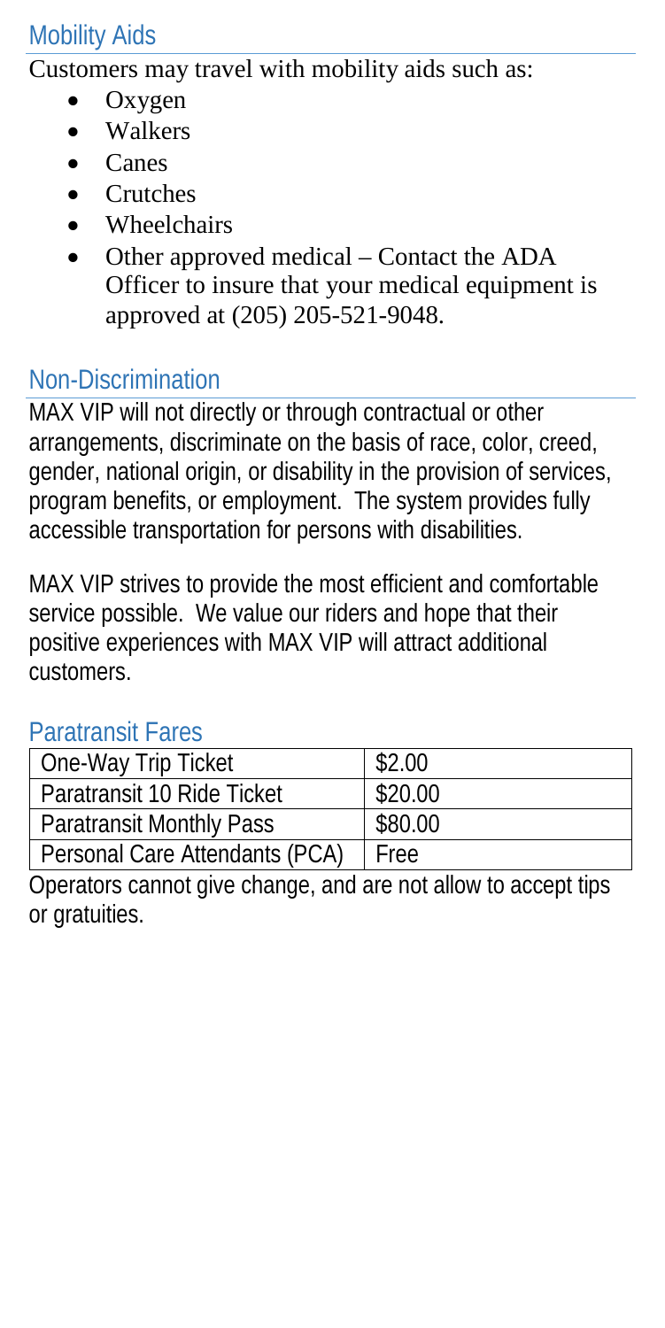## Mobility Aids

Customers may travel with mobility aids such as:

- Oxygen
- Walkers
- Canes
- Crutches
- Wheelchairs
- Other approved medical – Contact the ADA Officer to insure that your medical equipment is approved at (205) 205-521-9048.

## Non-Discrimination

MAX VIP will not directly or through contractual or other arrangements, discriminate on the basis of race, color, creed, gender, national origin, or disability in the provision of services, program benefits, or employment. The system provides fully accessible transportation for persons with disabilities.

MAX VIP strives to provide the most efficient and comfortable service possible. We value our riders and hope that their positive experiences with MAX VIP will attract additional customers.

## Paratransit Fares

| | |
|---|---|
| One-Way Trip Ticket | $2.00 |
| Paratransit 10 Ride Ticket | $20.00 |
| Paratransit Monthly Pass | $80.00 |
| Personal Care Attendants (PCA) | Free |

Operators cannot give change, and are not allow to accept tips or gratuities.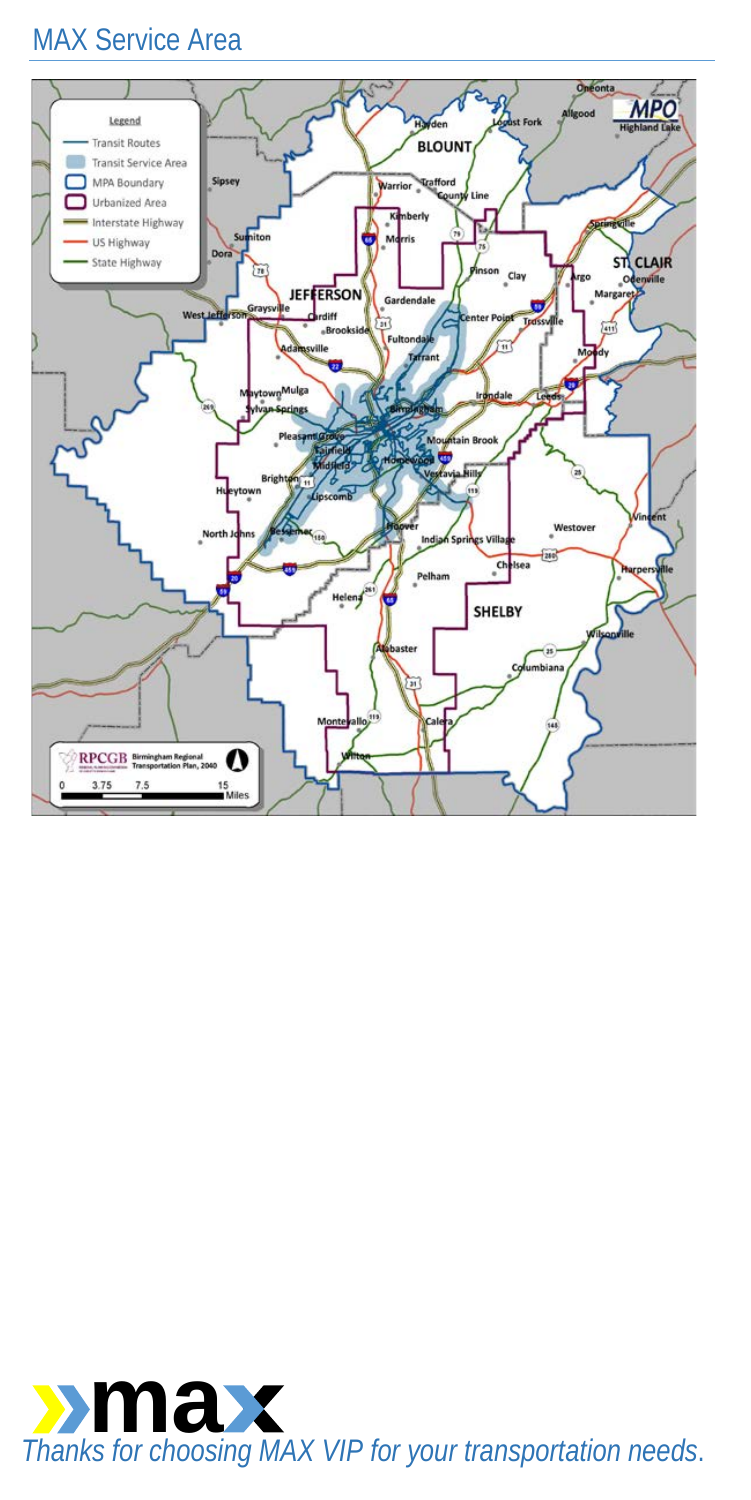# MAX Service Area

Legend
- Transit Routes
- Transit Service Area
- MPA Boundary
- Urbanized Area
- Interstate Highway
- US Highway
- State Highway

MPO

BLOUNT

JEFFERSON

ST. CLAIR

SHELBY

RPCGB Birmingham Regional Transportation Plan, 2040

0 3.75 7.5 15 Miles

max

*Thanks for choosing MAX VIP for your transportation needs.*